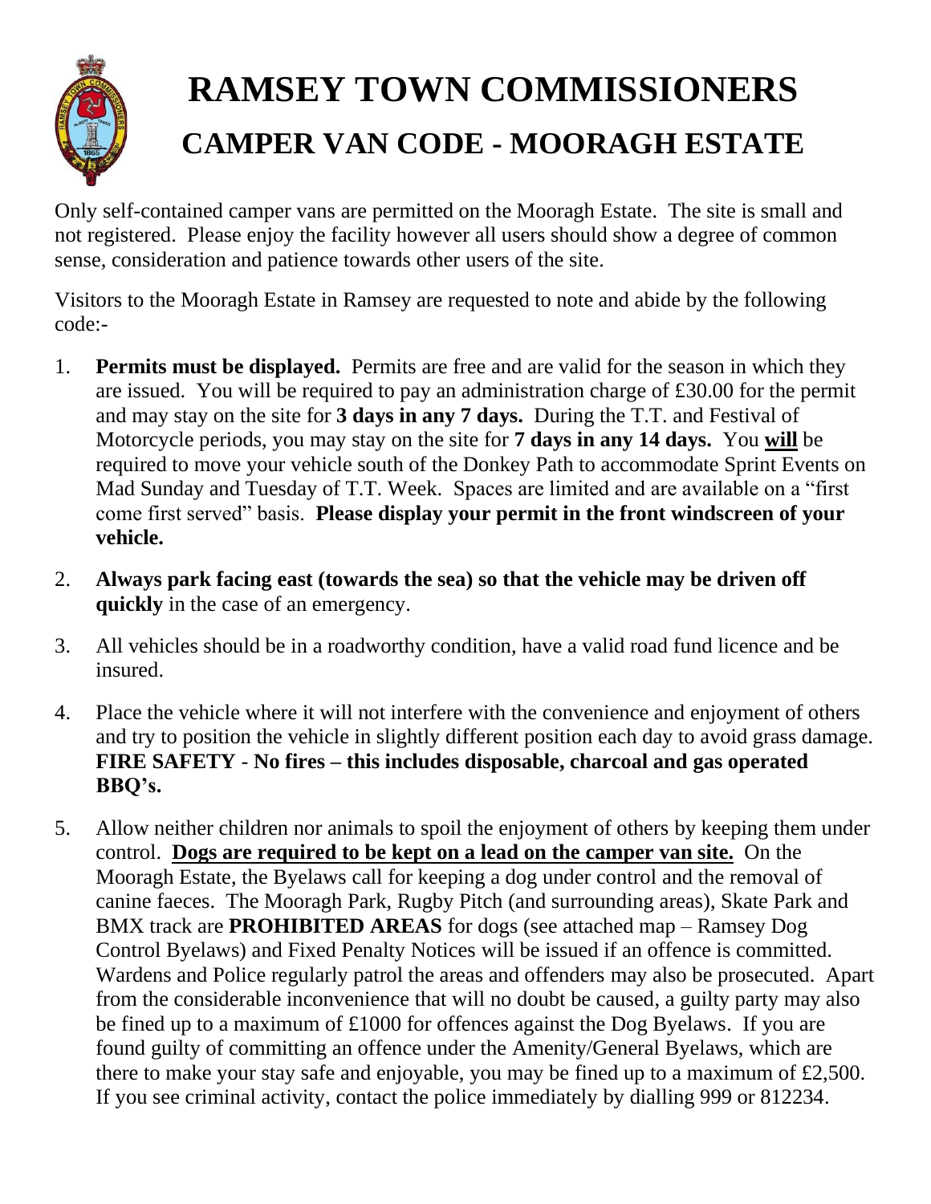# RAMSEY TOWN COMMISSIONERS

## CAMPER VAN CODE - MOORAGH ESTATE

Only self-contained camper vans are permitted on the Mooragh Estate. The site is small and not registered. Please enjoy the facility however all users should show a degree of common sense, consideration and patience towards other users of the site.

Visitors to the Mooragh Estate in Ramsey are requested to note and abide by the following code:-

1. **Permits must be displayed.** Permits are free and are valid for the season in which they are issued. You will be required to pay an administration charge of £30.00 for the permit and may stay on the site for **3 days in any 7 days.** During the T.T. and Festival of Motorcycle periods, you may stay on the site for **7 days in any 14 days.** You **will** be required to move your vehicle south of the Donkey Path to accommodate Sprint Events on Mad Sunday and Tuesday of T.T. Week. Spaces are limited and are available on a "first come first served" basis. **Please display your permit in the front windscreen of your vehicle.**

2. **Always park facing east (towards the sea) so that the vehicle may be driven off quickly** in the case of an emergency.

3. All vehicles should be in a roadworthy condition, have a valid road fund licence and be insured.

4. Place the vehicle where it will not interfere with the convenience and enjoyment of others and try to position the vehicle in slightly different position each day to avoid grass damage. **FIRE SAFETY - No fires – this includes disposable, charcoal and gas operated BBQ's.**

5. Allow neither children nor animals to spoil the enjoyment of others by keeping them under control. **Dogs are required to be kept on a lead on the camper van site.** On the Mooragh Estate, the Byelaws call for keeping a dog under control and the removal of canine faeces. The Mooragh Park, Rugby Pitch (and surrounding areas), Skate Park and BMX track are **PROHIBITED AREAS** for dogs (see attached map – Ramsey Dog Control Byelaws) and Fixed Penalty Notices will be issued if an offence is committed. Wardens and Police regularly patrol the areas and offenders may also be prosecuted. Apart from the considerable inconvenience that will no doubt be caused, a guilty party may also be fined up to a maximum of £1000 for offences against the Dog Byelaws. If you are found guilty of committing an offence under the Amenity/General Byelaws, which are there to make your stay safe and enjoyable, you may be fined up to a maximum of £2,500. If you see criminal activity, contact the police immediately by dialling 999 or 812234.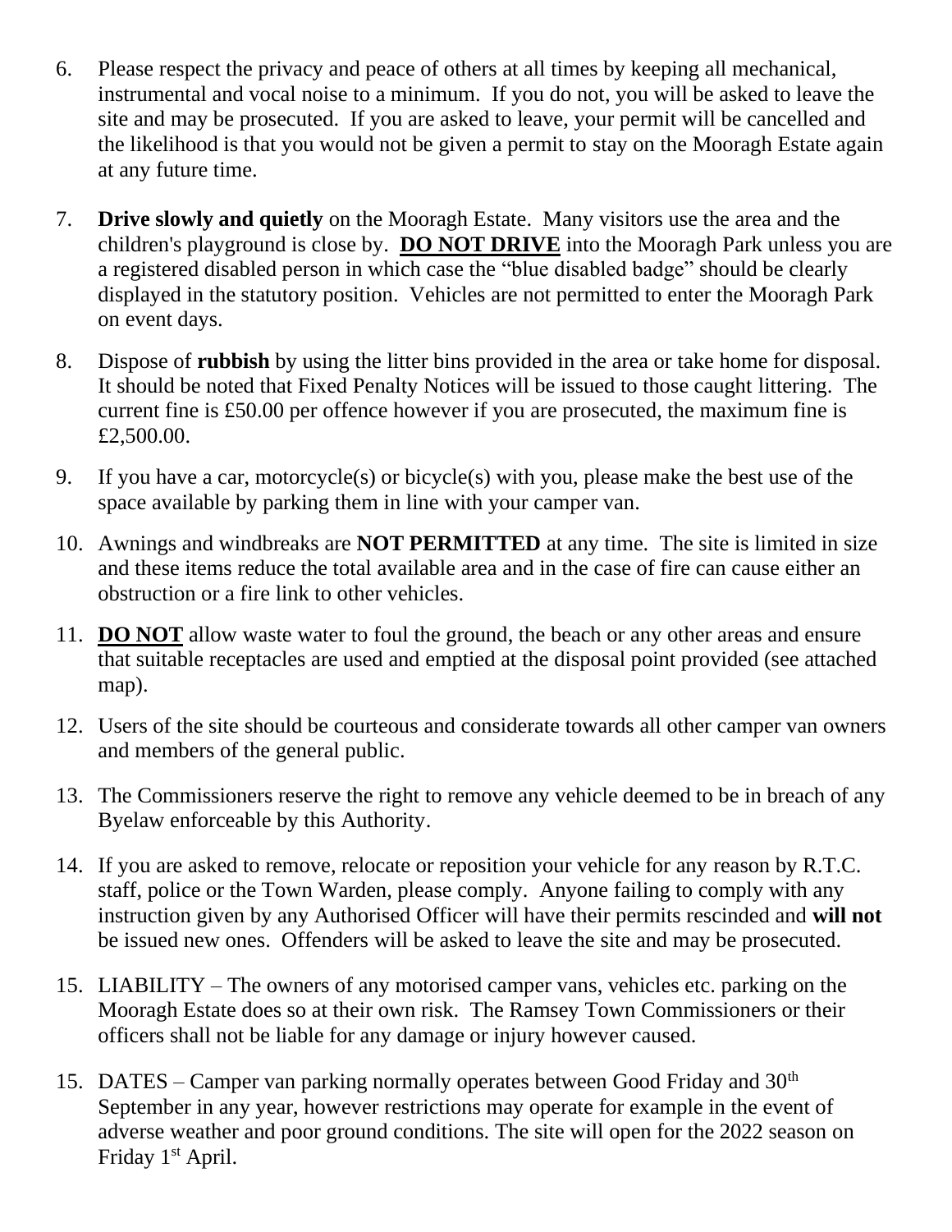6. Please respect the privacy and peace of others at all times by keeping all mechanical, instrumental and vocal noise to a minimum. If you do not, you will be asked to leave the site and may be prosecuted. If you are asked to leave, your permit will be cancelled and the likelihood is that you would not be given a permit to stay on the Mooragh Estate again at any future time.

7. **Drive slowly and quietly** on the Mooragh Estate. Many visitors use the area and the children's playground is close by. **DO NOT DRIVE** into the Mooragh Park unless you are a registered disabled person in which case the "blue disabled badge" should be clearly displayed in the statutory position. Vehicles are not permitted to enter the Mooragh Park on event days.

8. Dispose of **rubbish** by using the litter bins provided in the area or take home for disposal. It should be noted that Fixed Penalty Notices will be issued to those caught littering. The current fine is £50.00 per offence however if you are prosecuted, the maximum fine is £2,500.00.

9. If you have a car, motorcycle(s) or bicycle(s) with you, please make the best use of the space available by parking them in line with your camper van.

10. Awnings and windbreaks are **NOT PERMITTED** at any time. The site is limited in size and these items reduce the total available area and in the case of fire can cause either an obstruction or a fire link to other vehicles.

11. **DO NOT** allow waste water to foul the ground, the beach or any other areas and ensure that suitable receptacles are used and emptied at the disposal point provided (see attached map).

12. Users of the site should be courteous and considerate towards all other camper van owners and members of the general public.

13. The Commissioners reserve the right to remove any vehicle deemed to be in breach of any Byelaw enforceable by this Authority.

14. If you are asked to remove, relocate or reposition your vehicle for any reason by R.T.C. staff, police or the Town Warden, please comply. Anyone failing to comply with any instruction given by any Authorised Officer will have their permits rescinded and **will not** be issued new ones. Offenders will be asked to leave the site and may be prosecuted.

15. LIABILITY – The owners of any motorised camper vans, vehicles etc. parking on the Mooragh Estate does so at their own risk. The Ramsey Town Commissioners or their officers shall not be liable for any damage or injury however caused.

15. DATES – Camper van parking normally operates between Good Friday and 30th September in any year, however restrictions may operate for example in the event of adverse weather and poor ground conditions. The site will open for the 2022 season on Friday 1st April.